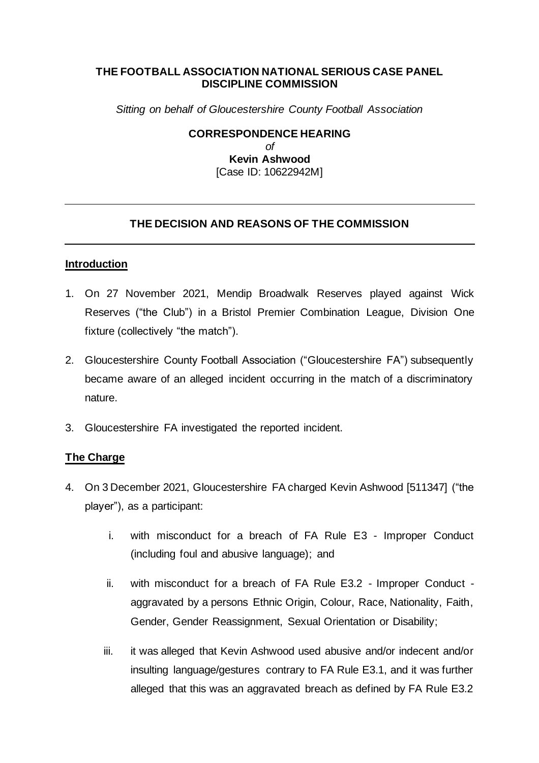**THE FOOTBALL ASSOCIATION NATIONAL SERIOUS CASE PANEL DISCIPLINE COMMISSION**

*Sitting on behalf of Gloucestershire County Football Association*

**CORRESPONDENCE HEARING**

*of*

**Kevin Ashwood**

[Case ID: 10622942M]

---

## THE DECISION AND REASONS OF THE COMMISSION

---

### Introduction

1. On 27 November 2021, Mendip Broadwalk Reserves played against Wick Reserves ("the Club") in a Bristol Premier Combination League, Division One fixture (collectively "the match").

2. Gloucestershire County Football Association ("Gloucestershire FA") subsequently became aware of an alleged incident occurring in the match of a discriminatory nature.

3. Gloucestershire FA investigated the reported incident.

### The Charge

4. On 3 December 2021, Gloucestershire FA charged Kevin Ashwood [511347] ("the player"), as a participant:

   i. with misconduct for a breach of FA Rule E3 - Improper Conduct (including foul and abusive language); and

   ii. with misconduct for a breach of FA Rule E3.2 - Improper Conduct - aggravated by a persons Ethnic Origin, Colour, Race, Nationality, Faith, Gender, Gender Reassignment, Sexual Orientation or Disability;

   iii. it was alleged that Kevin Ashwood used abusive and/or indecent and/or insulting language/gestures contrary to FA Rule E3.1, and it was further alleged that this was an aggravated breach as defined by FA Rule E3.2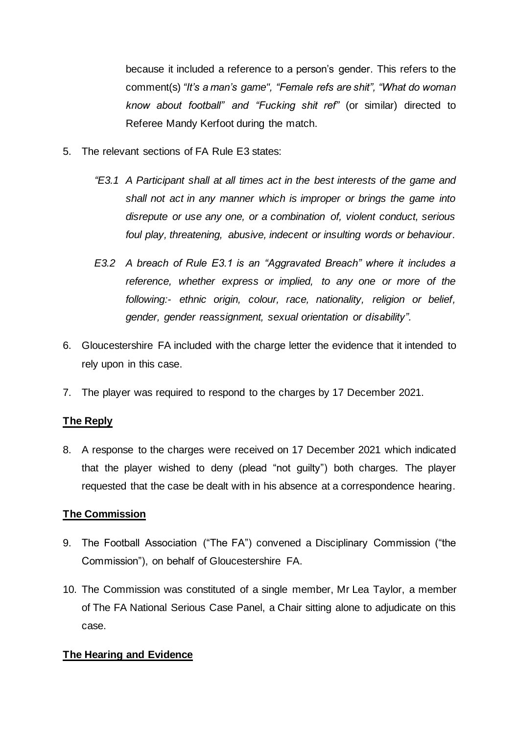because it included a reference to a person's gender. This refers to the comment(s) *"It's a man's game", "Female refs are shit", "What do woman know about football"* and *"Fucking shit ref"* (or similar) directed to Referee Mandy Kerfoot during the match.

5. The relevant sections of FA Rule E3 states:

   *"E3.1 A Participant shall at all times act in the best interests of the game and shall not act in any manner which is improper or brings the game into disrepute or use any one, or a combination of, violent conduct, serious foul play, threatening, abusive, indecent or insulting words or behaviour.*

   *E3.2 A breach of Rule E3.1 is an "Aggravated Breach" where it includes a reference, whether express or implied, to any one or more of the following:- ethnic origin, colour, race, nationality, religion or belief, gender, gender reassignment, sexual orientation or disability".*

6. Gloucestershire FA included with the charge letter the evidence that it intended to rely upon in this case.

7. The player was required to respond to the charges by 17 December 2021.

## The Reply

8. A response to the charges were received on 17 December 2021 which indicated that the player wished to deny (plead "not guilty") both charges. The player requested that the case be dealt with in his absence at a correspondence hearing.

## The Commission

9. The Football Association ("The FA") convened a Disciplinary Commission ("the Commission"), on behalf of Gloucestershire FA.

10. The Commission was constituted of a single member, Mr Lea Taylor, a member of The FA National Serious Case Panel, a Chair sitting alone to adjudicate on this case.

## The Hearing and Evidence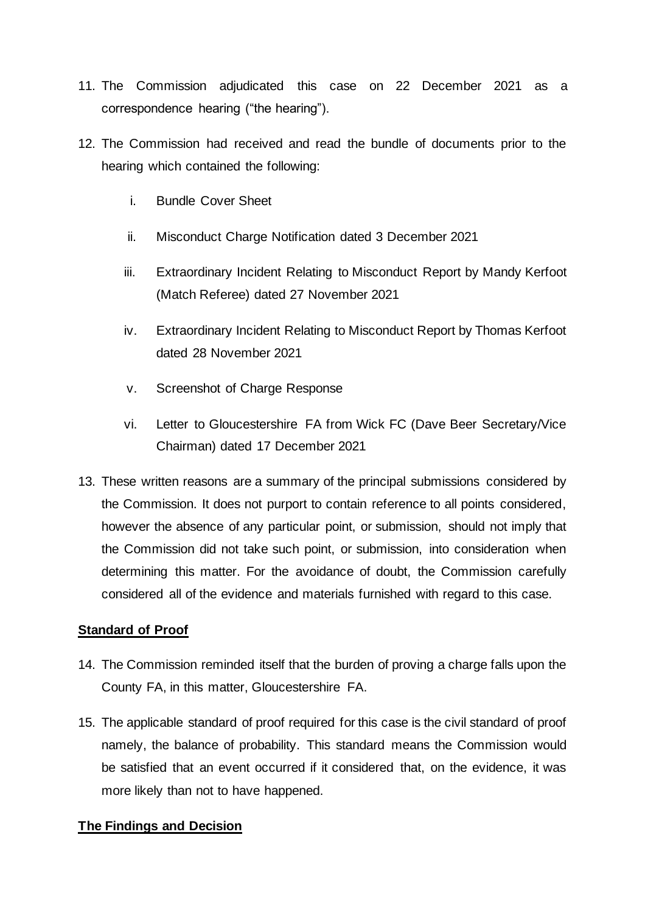11. The Commission adjudicated this case on 22 December 2021 as a correspondence hearing ("the hearing").

12. The Commission had received and read the bundle of documents prior to the hearing which contained the following:

    i. Bundle Cover Sheet

    ii. Misconduct Charge Notification dated 3 December 2021

    iii. Extraordinary Incident Relating to Misconduct Report by Mandy Kerfoot (Match Referee) dated 27 November 2021

    iv. Extraordinary Incident Relating to Misconduct Report by Thomas Kerfoot dated 28 November 2021

    v. Screenshot of Charge Response

    vi. Letter to Gloucestershire FA from Wick FC (Dave Beer Secretary/Vice Chairman) dated 17 December 2021

13. These written reasons are a summary of the principal submissions considered by the Commission. It does not purport to contain reference to all points considered, however the absence of any particular point, or submission, should not imply that the Commission did not take such point, or submission, into consideration when determining this matter. For the avoidance of doubt, the Commission carefully considered all of the evidence and materials furnished with regard to this case.

**Standard of Proof**

14. The Commission reminded itself that the burden of proving a charge falls upon the County FA, in this matter, Gloucestershire FA.

15. The applicable standard of proof required for this case is the civil standard of proof namely, the balance of probability. This standard means the Commission would be satisfied that an event occurred if it considered that, on the evidence, it was more likely than not to have happened.

**The Findings and Decision**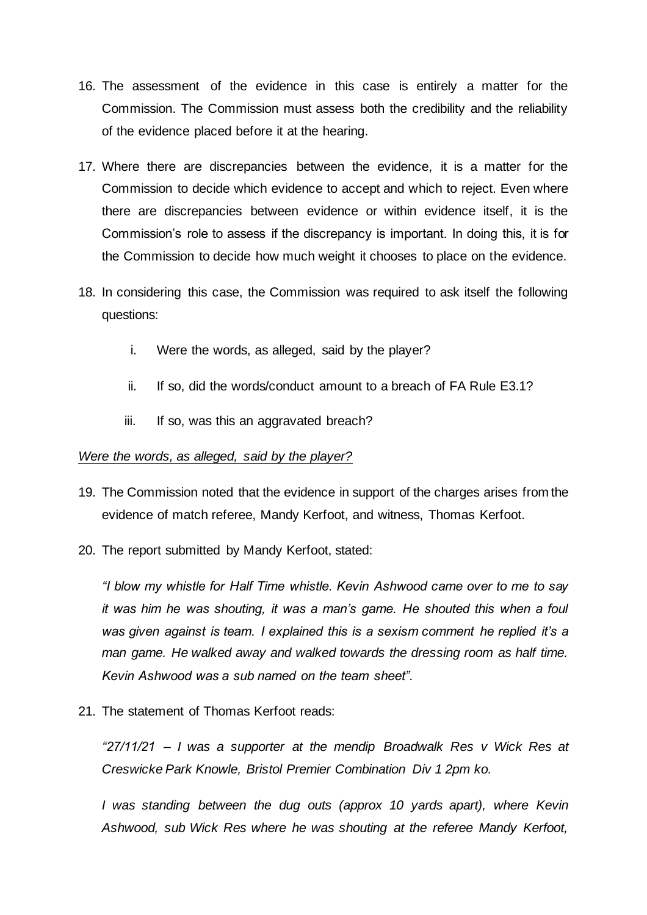16. The assessment of the evidence in this case is entirely a matter for the Commission. The Commission must assess both the credibility and the reliability of the evidence placed before it at the hearing.

17. Where there are discrepancies between the evidence, it is a matter for the Commission to decide which evidence to accept and which to reject. Even where there are discrepancies between evidence or within evidence itself, it is the Commission's role to assess if the discrepancy is important. In doing this, it is for the Commission to decide how much weight it chooses to place on the evidence.

18. In considering this case, the Commission was required to ask itself the following questions:

    i. Were the words, as alleged, said by the player?

    ii. If so, did the words/conduct amount to a breach of FA Rule E3.1?

    iii. If so, was this an aggravated breach?

*Were the words, as alleged, said by the player?*

19. The Commission noted that the evidence in support of the charges arises from the evidence of match referee, Mandy Kerfoot, and witness, Thomas Kerfoot.

20. The report submitted by Mandy Kerfoot, stated:

    *"I blow my whistle for Half Time whistle. Kevin Ashwood came over to me to say it was him he was shouting, it was a man's game. He shouted this when a foul was given against is team. I explained this is a sexism comment he replied it's a man game. He walked away and walked towards the dressing room as half time. Kevin Ashwood was a sub named on the team sheet".*

21. The statement of Thomas Kerfoot reads:

    *"27/11/21 – I was a supporter at the mendip Broadwalk Res v Wick Res at Creswicke Park Knowle, Bristol Premier Combination Div 1 2pm ko.*

    *I was standing between the dug outs (approx 10 yards apart), where Kevin Ashwood, sub Wick Res where he was shouting at the referee Mandy Kerfoot,*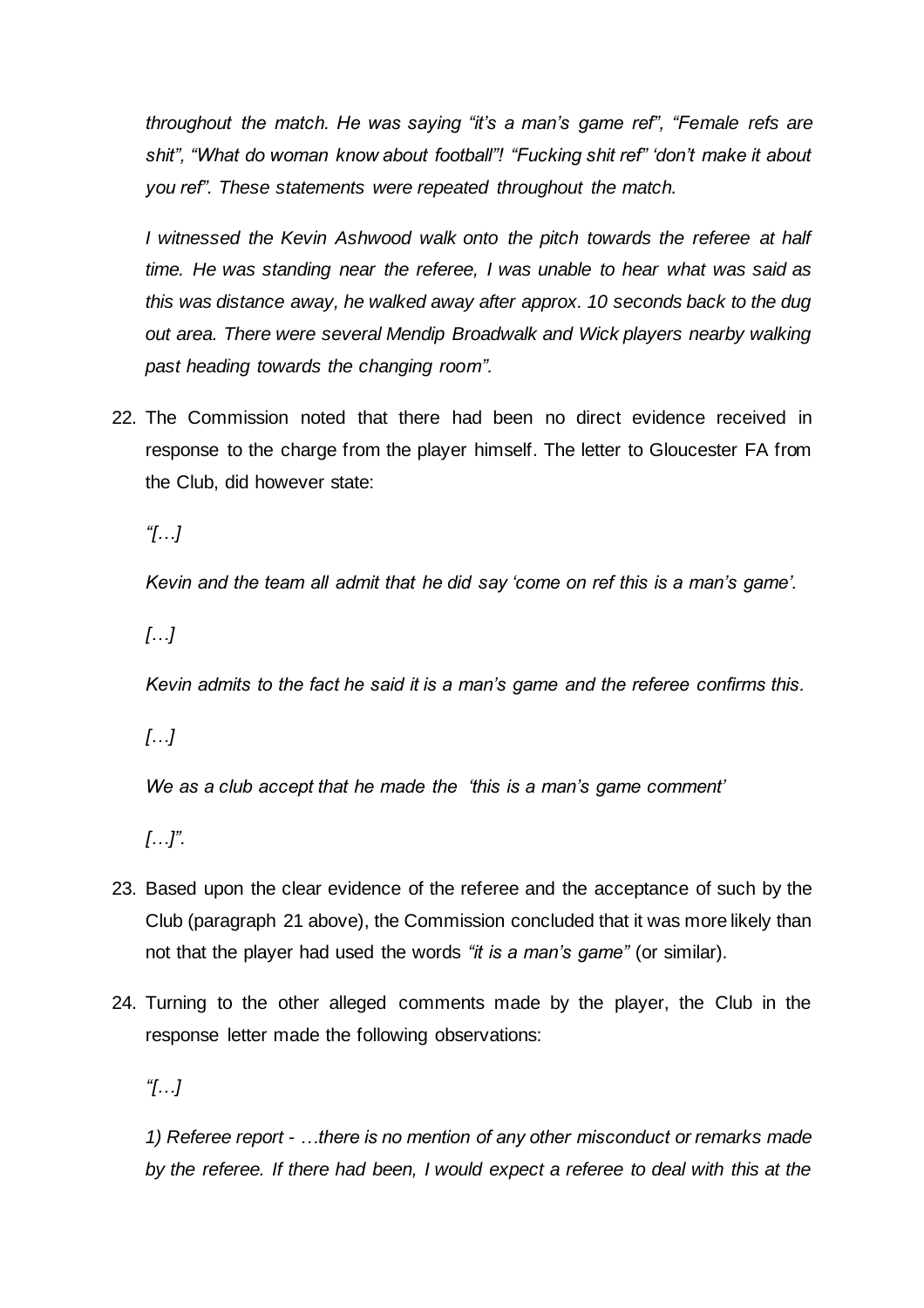*throughout the match. He was saying "it's a man's game ref", "Female refs are shit", "What do woman know about football"! "Fucking shit ref" 'don't make it about you ref". These statements were repeated throughout the match.*

*I witnessed the Kevin Ashwood walk onto the pitch towards the referee at half time. He was standing near the referee, I was unable to hear what was said as this was distance away, he walked away after approx. 10 seconds back to the dug out area. There were several Mendip Broadwalk and Wick players nearby walking past heading towards the changing room".*

22. The Commission noted that there had been no direct evidence received in response to the charge from the player himself. The letter to Gloucester FA from the Club, did however state:

    *"[…]*

    *Kevin and the team all admit that he did say 'come on ref this is a man's game'.*

    *[…]*

    *Kevin admits to the fact he said it is a man's game and the referee confirms this.*

    *[…]*

    *We as a club accept that he made the 'this is a man's game comment'*

    *[…]".*

23. Based upon the clear evidence of the referee and the acceptance of such by the Club (paragraph 21 above), the Commission concluded that it was more likely than not that the player had used the words *"it is a man's game"* (or similar).

24. Turning to the other alleged comments made by the player, the Club in the response letter made the following observations:

    *"[…]*

    *1) Referee report - …there is no mention of any other misconduct or remarks made by the referee. If there had been, I would expect a referee to deal with this at the*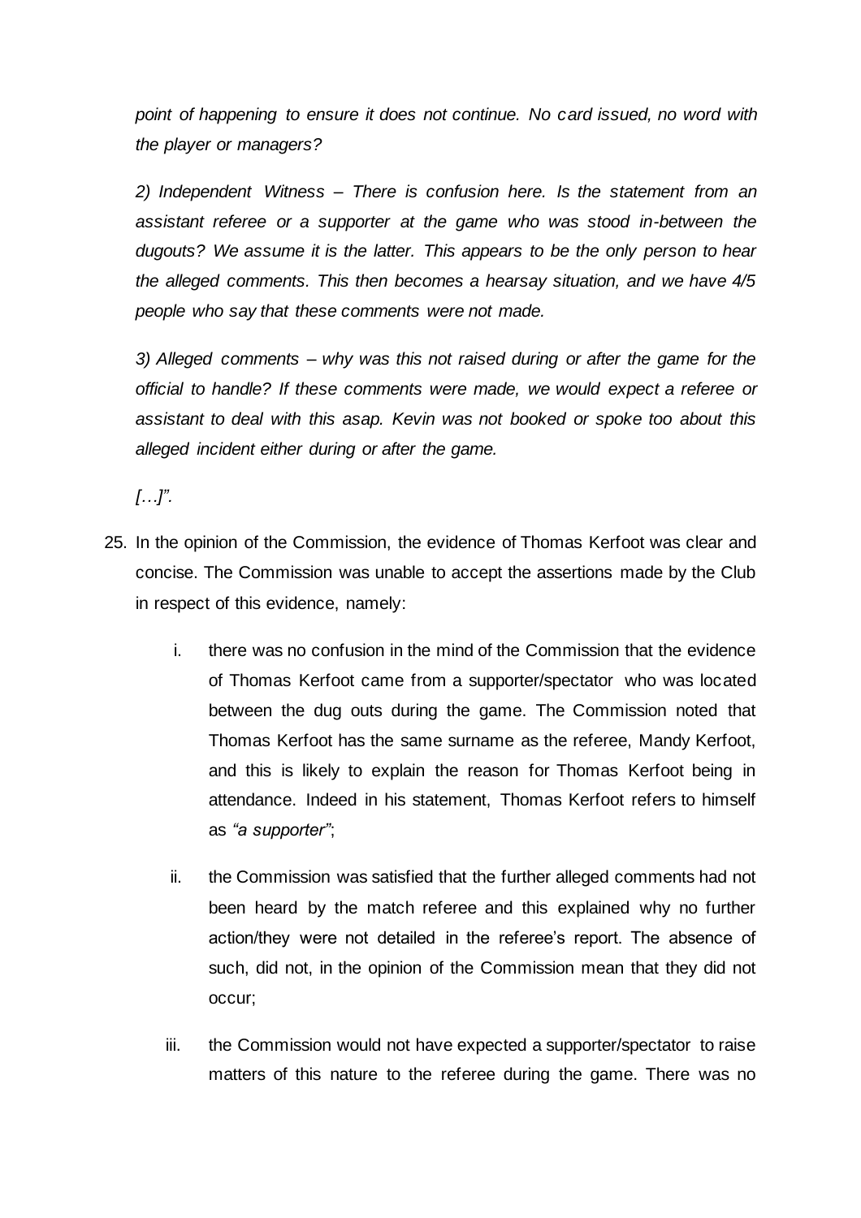*point of happening to ensure it does not continue. No card issued, no word with the player or managers?*

*2) Independent Witness – There is confusion here. Is the statement from an assistant referee or a supporter at the game who was stood in-between the dugouts? We assume it is the latter. This appears to be the only person to hear the alleged comments. This then becomes a hearsay situation, and we have 4/5 people who say that these comments were not made.*

*3) Alleged comments – why was this not raised during or after the game for the official to handle? If these comments were made, we would expect a referee or assistant to deal with this asap. Kevin was not booked or spoke too about this alleged incident either during or after the game.*

*[…]".*

25. In the opinion of the Commission, the evidence of Thomas Kerfoot was clear and concise. The Commission was unable to accept the assertions made by the Club in respect of this evidence, namely:

    i. there was no confusion in the mind of the Commission that the evidence of Thomas Kerfoot came from a supporter/spectator who was located between the dug outs during the game. The Commission noted that Thomas Kerfoot has the same surname as the referee, Mandy Kerfoot, and this is likely to explain the reason for Thomas Kerfoot being in attendance. Indeed in his statement, Thomas Kerfoot refers to himself as *"a supporter"*;

    ii. the Commission was satisfied that the further alleged comments had not been heard by the match referee and this explained why no further action/they were not detailed in the referee's report. The absence of such, did not, in the opinion of the Commission mean that they did not occur;

    iii. the Commission would not have expected a supporter/spectator to raise matters of this nature to the referee during the game. There was no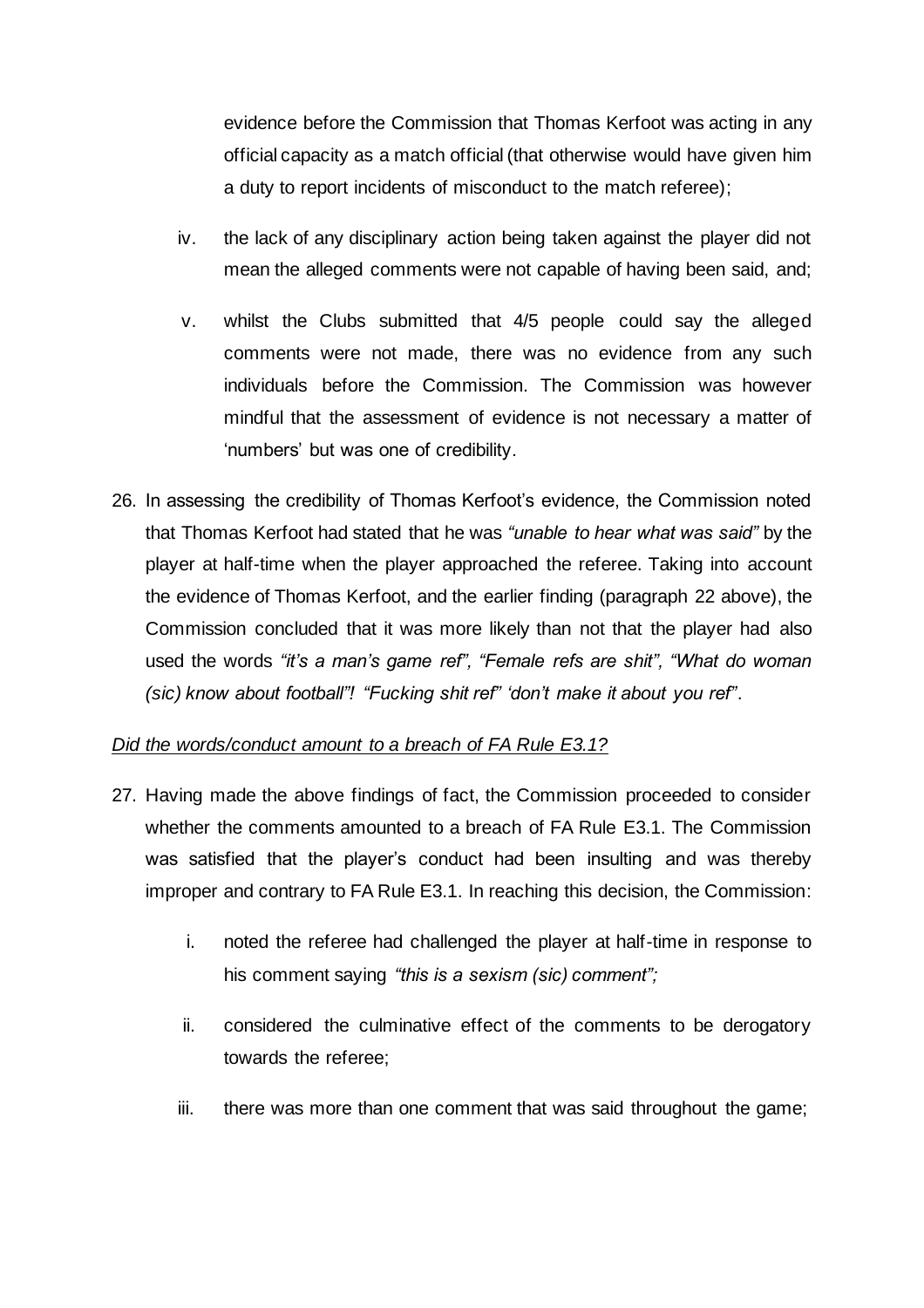evidence before the Commission that Thomas Kerfoot was acting in any official capacity as a match official (that otherwise would have given him a duty to report incidents of misconduct to the match referee);

iv. the lack of any disciplinary action being taken against the player did not mean the alleged comments were not capable of having been said, and;

v. whilst the Clubs submitted that 4/5 people could say the alleged comments were not made, there was no evidence from any such individuals before the Commission. The Commission was however mindful that the assessment of evidence is not necessary a matter of 'numbers' but was one of credibility.

26. In assessing the credibility of Thomas Kerfoot's evidence, the Commission noted that Thomas Kerfoot had stated that he was *"unable to hear what was said"* by the player at half-time when the player approached the referee. Taking into account the evidence of Thomas Kerfoot, and the earlier finding (paragraph 22 above), the Commission concluded that it was more likely than not that the player had also used the words *"it's a man's game ref", "Female refs are shit", "What do woman (sic) know about football"! "Fucking shit ref" 'don't make it about you ref"*.

*Did the words/conduct amount to a breach of FA Rule E3.1?*

27. Having made the above findings of fact, the Commission proceeded to consider whether the comments amounted to a breach of FA Rule E3.1. The Commission was satisfied that the player's conduct had been insulting and was thereby improper and contrary to FA Rule E3.1. In reaching this decision, the Commission:

    i. noted the referee had challenged the player at half-time in response to his comment saying *"this is a sexism (sic) comment";*

    ii. considered the culminative effect of the comments to be derogatory towards the referee;

    iii. there was more than one comment that was said throughout the game;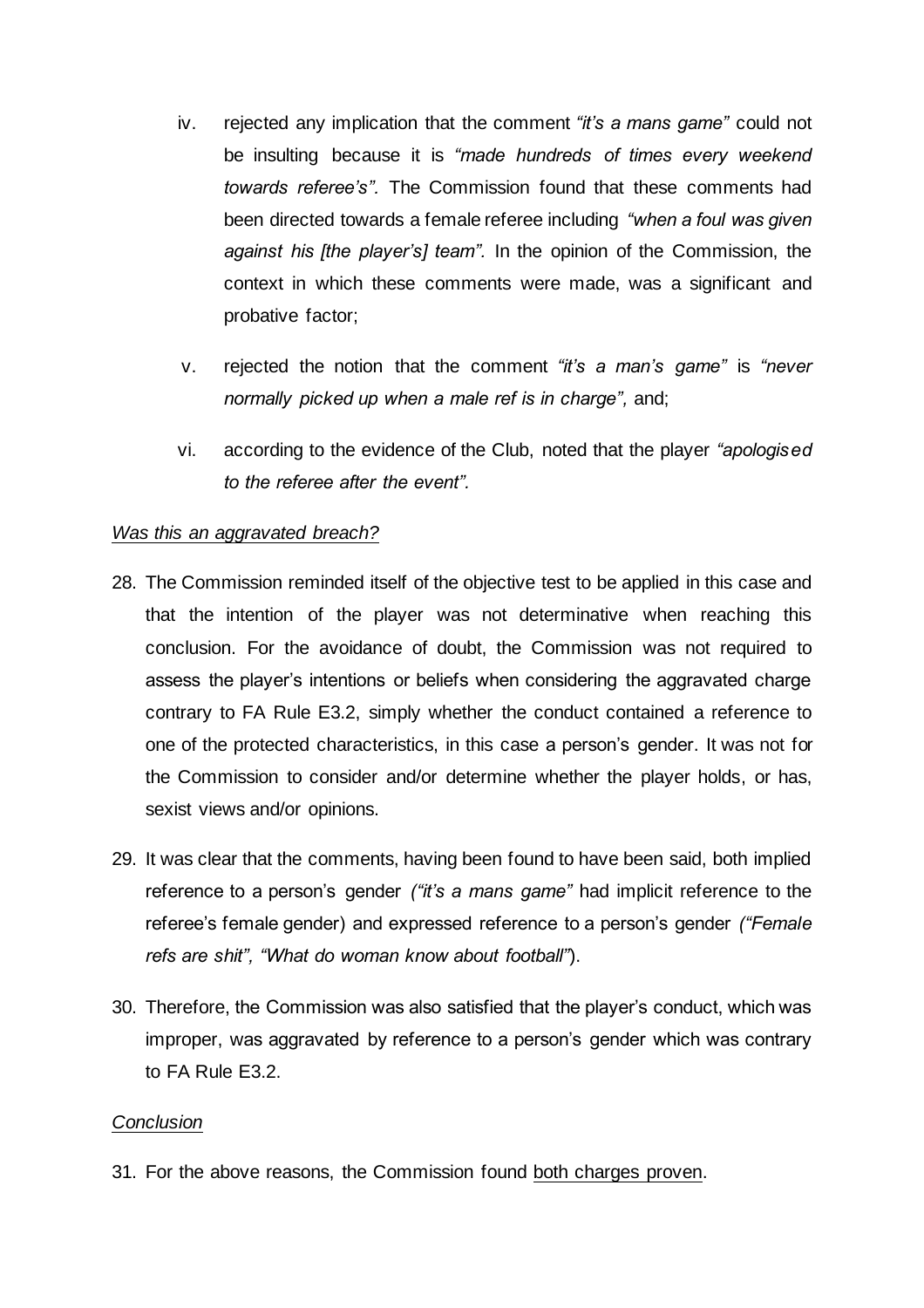iv. rejected any implication that the comment *"it's a mans game"* could not be insulting because it is *"made hundreds of times every weekend towards referee's"*. The Commission found that these comments had been directed towards a female referee including *"when a foul was given against his [the player's] team"*. In the opinion of the Commission, the context in which these comments were made, was a significant and probative factor;

v. rejected the notion that the comment *"it's a man's game"* is *"never normally picked up when a male ref is in charge"*, and;

vi. according to the evidence of the Club, noted that the player *"apologised to the referee after the event"*.

*Was this an aggravated breach?*

28. The Commission reminded itself of the objective test to be applied in this case and that the intention of the player was not determinative when reaching this conclusion. For the avoidance of doubt, the Commission was not required to assess the player's intentions or beliefs when considering the aggravated charge contrary to FA Rule E3.2, simply whether the conduct contained a reference to one of the protected characteristics, in this case a person's gender. It was not for the Commission to consider and/or determine whether the player holds, or has, sexist views and/or opinions.

29. It was clear that the comments, having been found to have been said, both implied reference to a person's gender *("it's a mans game"* had implicit reference to the referee's female gender) and expressed reference to a person's gender *("Female refs are shit", "What do woman know about football"*).

30. Therefore, the Commission was also satisfied that the player's conduct, which was improper, was aggravated by reference to a person's gender which was contrary to FA Rule E3.2.

*Conclusion*

31. For the above reasons, the Commission found both charges proven.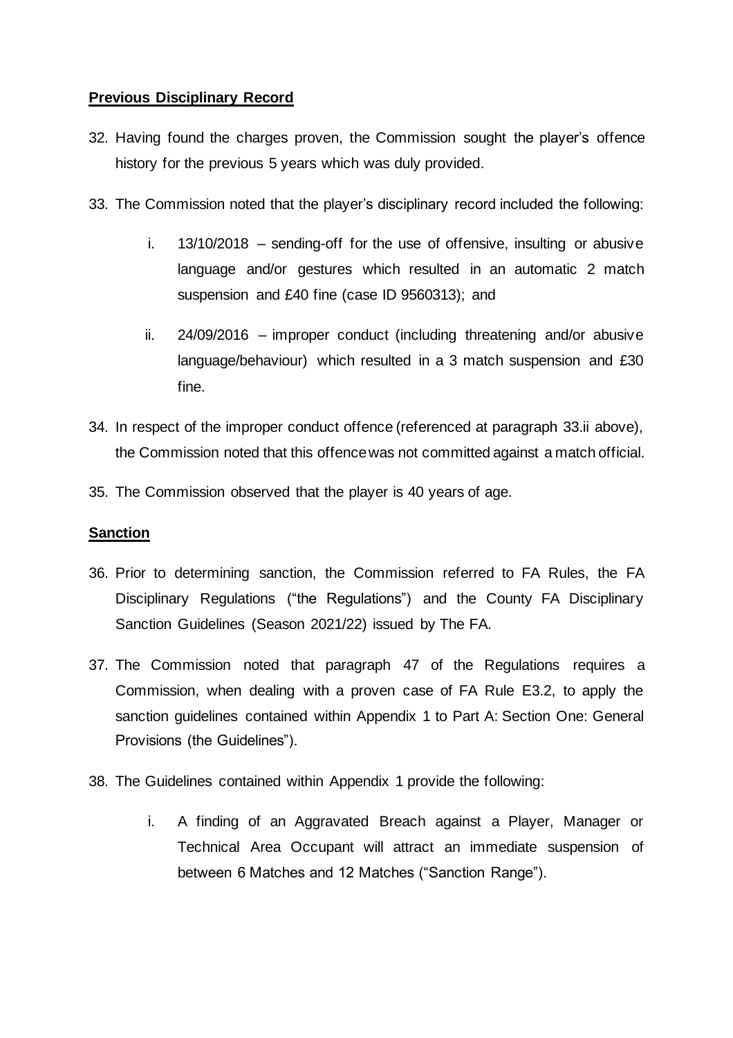**Previous Disciplinary Record**

32. Having found the charges proven, the Commission sought the player's offence history for the previous 5 years which was duly provided.

33. The Commission noted that the player's disciplinary record included the following:

    i. 13/10/2018 – sending-off for the use of offensive, insulting or abusive language and/or gestures which resulted in an automatic 2 match suspension and £40 fine (case ID 9560313); and

    ii. 24/09/2016 – improper conduct (including threatening and/or abusive language/behaviour) which resulted in a 3 match suspension and £30 fine.

34. In respect of the improper conduct offence (referenced at paragraph 33.ii above), the Commission noted that this offence was not committed against a match official.

35. The Commission observed that the player is 40 years of age.

**Sanction**

36. Prior to determining sanction, the Commission referred to FA Rules, the FA Disciplinary Regulations ("the Regulations") and the County FA Disciplinary Sanction Guidelines (Season 2021/22) issued by The FA.

37. The Commission noted that paragraph 47 of the Regulations requires a Commission, when dealing with a proven case of FA Rule E3.2, to apply the sanction guidelines contained within Appendix 1 to Part A: Section One: General Provisions (the Guidelines").

38. The Guidelines contained within Appendix 1 provide the following:

    i. A finding of an Aggravated Breach against a Player, Manager or Technical Area Occupant will attract an immediate suspension of between 6 Matches and 12 Matches ("Sanction Range").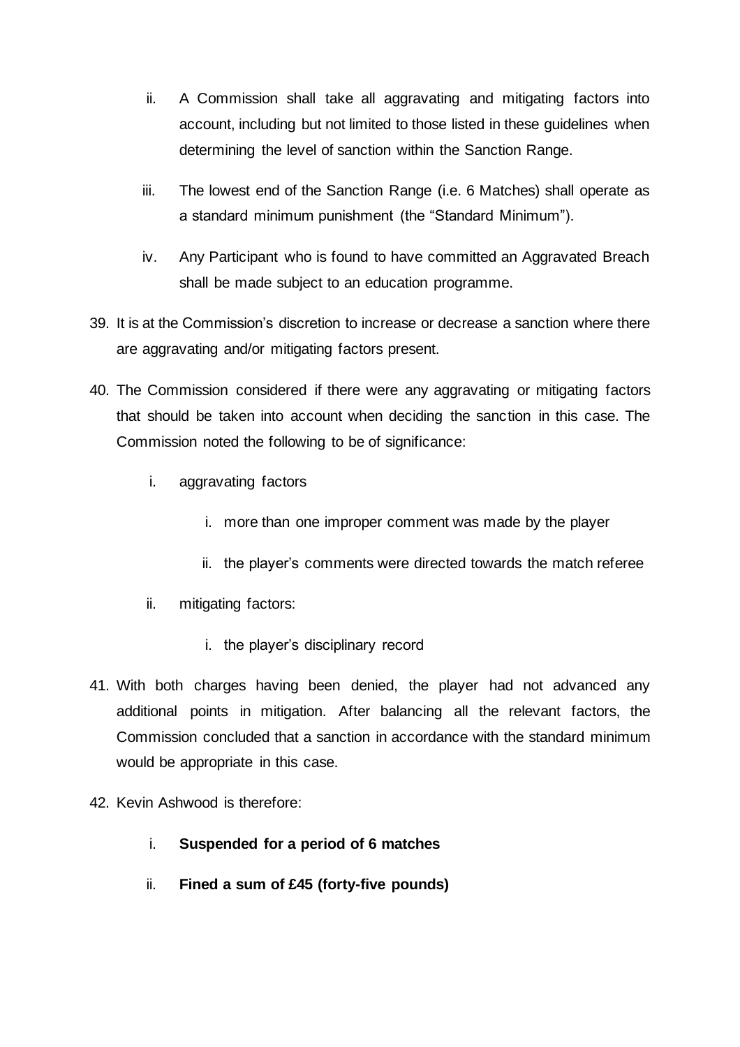ii. A Commission shall take all aggravating and mitigating factors into account, including but not limited to those listed in these guidelines when determining the level of sanction within the Sanction Range.

iii. The lowest end of the Sanction Range (i.e. 6 Matches) shall operate as a standard minimum punishment (the "Standard Minimum").

iv. Any Participant who is found to have committed an Aggravated Breach shall be made subject to an education programme.

39. It is at the Commission's discretion to increase or decrease a sanction where there are aggravating and/or mitigating factors present.

40. The Commission considered if there were any aggravating or mitigating factors that should be taken into account when deciding the sanction in this case. The Commission noted the following to be of significance:

    i. aggravating factors

        i. more than one improper comment was made by the player

        ii. the player's comments were directed towards the match referee

    ii. mitigating factors:

        i. the player's disciplinary record

41. With both charges having been denied, the player had not advanced any additional points in mitigation. After balancing all the relevant factors, the Commission concluded that a sanction in accordance with the standard minimum would be appropriate in this case.

42. Kevin Ashwood is therefore:

    i. **Suspended for a period of 6 matches**

    ii. **Fined a sum of £45 (forty-five pounds)**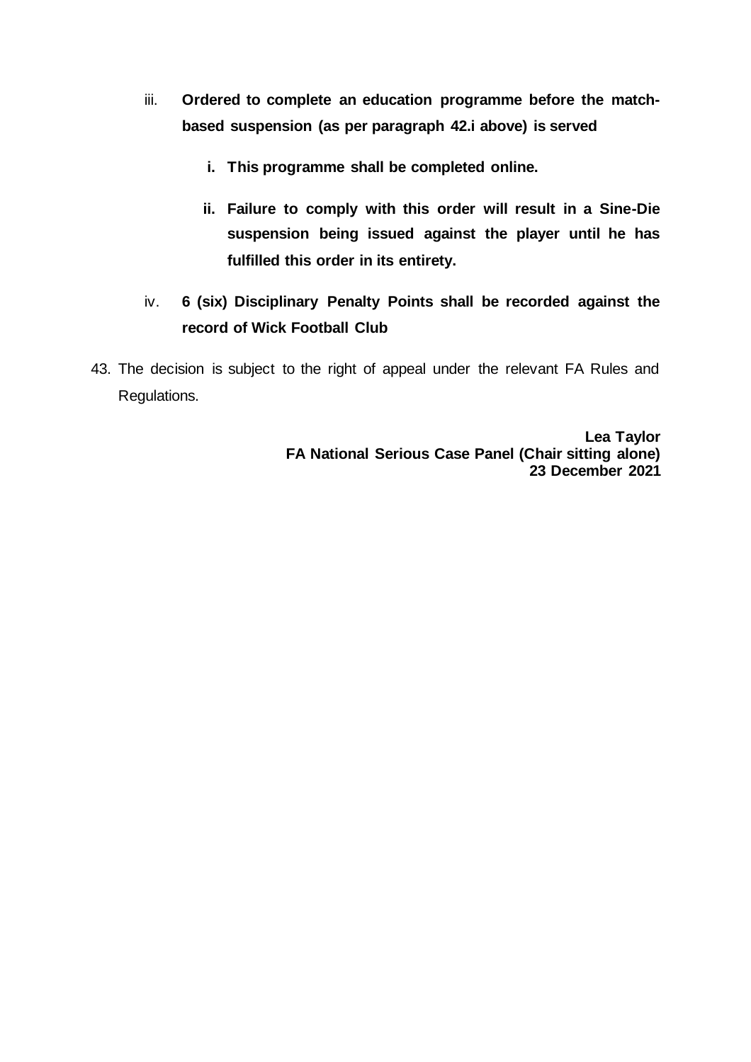iii. **Ordered to complete an education programme before the match-based suspension (as per paragraph 42.i above) is served**

   i. **This programme shall be completed online.**

   ii. **Failure to comply with this order will result in a Sine-Die suspension being issued against the player until he has fulfilled this order in its entirety.**

iv. **6 (six) Disciplinary Penalty Points shall be recorded against the record of Wick Football Club**

43. The decision is subject to the right of appeal under the relevant FA Rules and Regulations.

**Lea Taylor**
**FA National Serious Case Panel (Chair sitting alone)**
**23 December 2021**